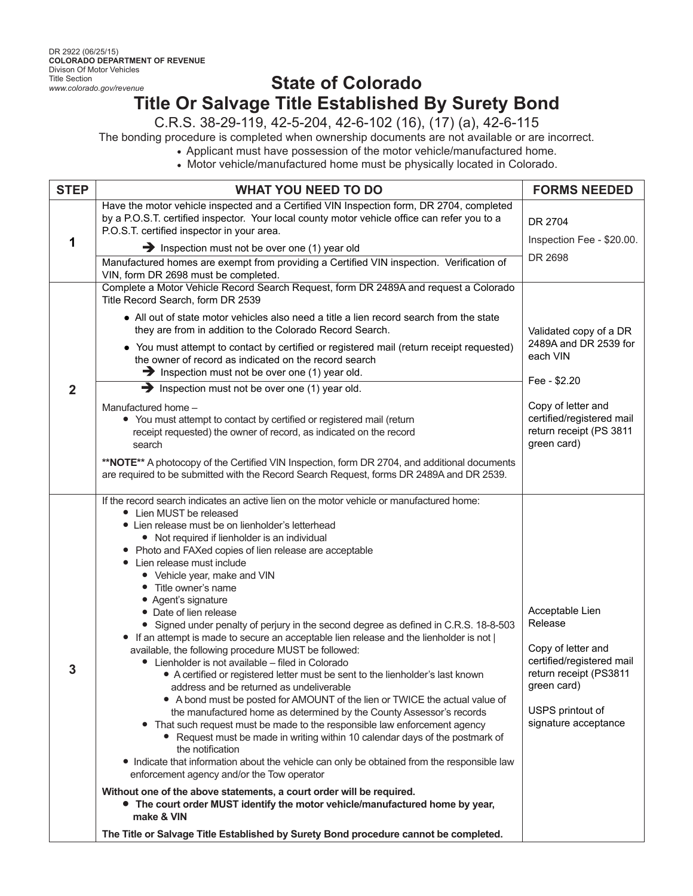DR 2922 (06/25/15)
**COLORADO DEPARTMENT OF REVENUE**
Divison Of Motor Vehicles
Title Section
*www.colorado.gov/revenue*

# State of Colorado
# Title Or Salvage Title Established By Surety Bond

C.R.S. 38-29-119, 42-5-204, 42-6-102 (16), (17) (a), 42-6-115

The bonding procedure is completed when ownership documents are not available or are incorrect.

- Applicant must have possession of the motor vehicle/manufactured home.
- Motor vehicle/manufactured home must be physically located in Colorado.

| STEP | WHAT YOU NEED TO DO | FORMS NEEDED |
|---|---|---|
| 1 | Have the motor vehicle inspected and a Certified VIN Inspection form, DR 2704, completed by a P.O.S.T. certified inspector. Your local county motor vehicle office can refer you to a P.O.S.T. certified inspector in your area.<br>➔ Inspection must not be over one (1) year old<br>Manufactured homes are exempt from providing a Certified VIN inspection. Verification of VIN, form DR 2698 must be completed. | DR 2704<br>Inspection Fee - $20.00.<br>DR 2698 |
| 2 | Complete a Motor Vehicle Record Search Request, form DR 2489A and request a Colorado Title Record Search, form DR 2539<br>• All out of state motor vehicles also need a title a lien record search from the state they are from in addition to the Colorado Record Search.<br>• You must attempt to contact by certified or registered mail (return receipt requested) the owner of record as indicated on the record search<br>➔ Inspection must not be over one (1) year old.<br>➔ Inspection must not be over one (1) year old.<br>Manufactured home –<br>• You must attempt to contact by certified or registered mail (return receipt requested) the owner of record, as indicated on the record search<br>**\*\*NOTE\*\*** A photocopy of the Certified VIN Inspection, form DR 2704, and additional documents are required to be submitted with the Record Search Request, forms DR 2489A and DR 2539. | Validated copy of a DR 2489A and DR 2539 for each VIN<br>Fee - $2.20<br>Copy of letter and certified/registered mail return receipt (PS 3811 green card) |
| 3 | If the record search indicates an active lien on the motor vehicle or manufactured home:<br>• Lien MUST be released<br>• Lien release must be on lienholder's letterhead<br>&nbsp;&nbsp;• Not required if lienholder is an individual<br>• Photo and FAXed copies of lien release are acceptable<br>• Lien release must include<br>&nbsp;&nbsp;• Vehicle year, make and VIN<br>&nbsp;&nbsp;• Title owner's name<br>&nbsp;&nbsp;• Agent's signature<br>&nbsp;&nbsp;• Date of lien release<br>&nbsp;&nbsp;• Signed under penalty of perjury in the second degree as defined in C.R.S. 18-8-503<br>• If an attempt is made to secure an acceptable lien release and the lienholder is not \| available, the following procedure MUST be followed:<br>&nbsp;&nbsp;• Lienholder is not available – filed in Colorado<br>&nbsp;&nbsp;&nbsp;&nbsp;• A certified or registered letter must be sent to the lienholder's last known address and be returned as undeliverable<br>&nbsp;&nbsp;&nbsp;&nbsp;• A bond must be posted for AMOUNT of the lien or TWICE the actual value of the manufactured home as determined by the County Assessor's records<br>&nbsp;&nbsp;• That such request must be made to the responsible law enforcement agency<br>&nbsp;&nbsp;&nbsp;&nbsp;• Request must be made in writing within 10 calendar days of the postmark of the notification<br>• Indicate that information about the vehicle can only be obtained from the responsible law enforcement agency and/or the Tow operator<br>**Without one of the above statements, a court order will be required.**<br>• **The court order MUST identify the motor vehicle/manufactured home by year, make & VIN**<br>**The Title or Salvage Title Established by Surety Bond procedure cannot be completed.** | Acceptable Lien Release<br>Copy of letter and certified/registered mail return receipt (PS3811 green card)<br>USPS printout of signature acceptance |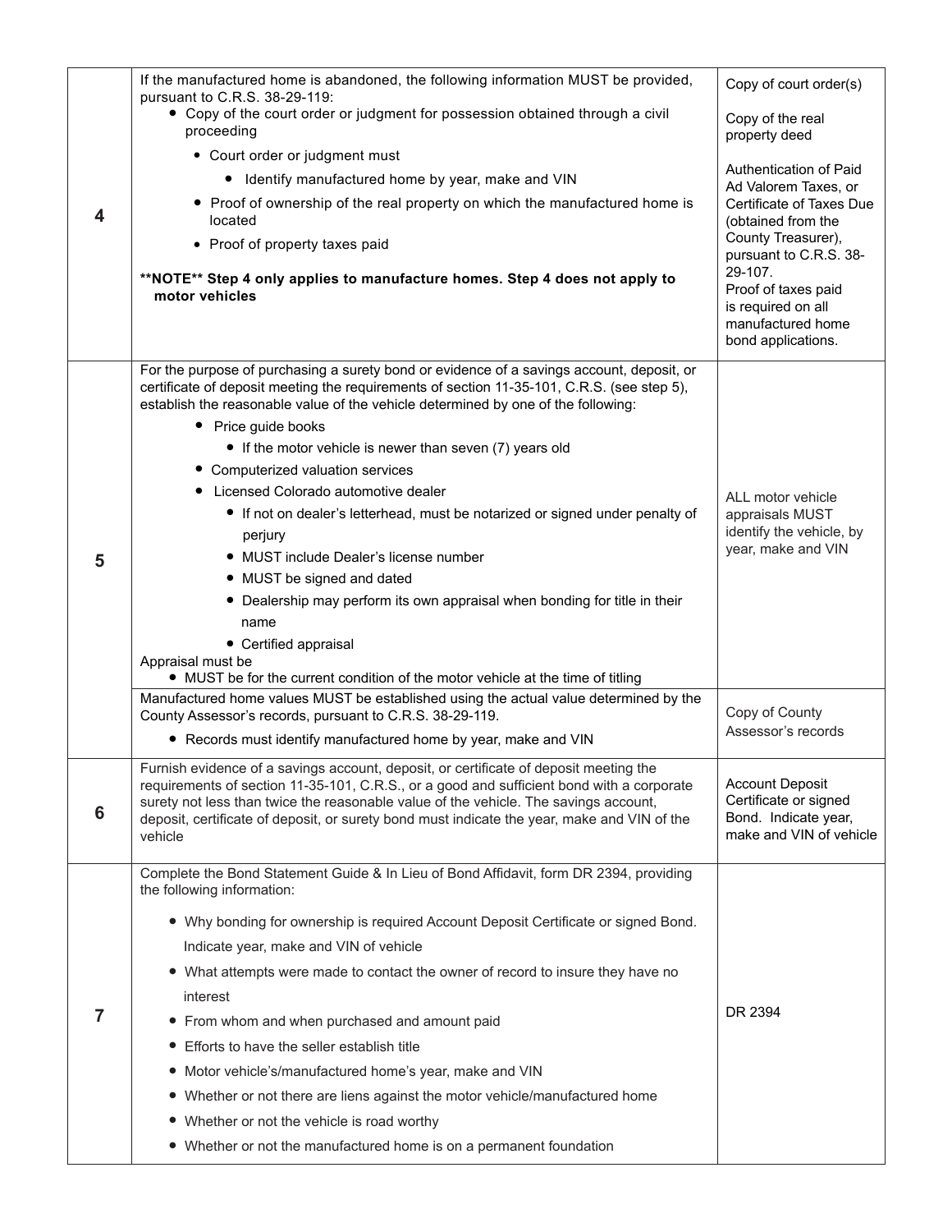| | | |
|---|---|---|
| 4 | If the manufactured home is abandoned, the following information MUST be provided, pursuant to C.R.S. 38-29-119:<br>• Copy of the court order or judgment for possession obtained through a civil proceeding<br>  • Court order or judgment must<br>    • Identify manufactured home by year, make and VIN<br>  • Proof of ownership of the real property on which the manufactured home is located<br>  • Proof of property taxes paid<br><br>**\*\*NOTE\*\* Step 4 only applies to manufacture homes. Step 4 does not apply to motor vehicles** | Copy of court order(s)<br><br>Copy of the real property deed<br><br>Authentication of Paid Ad Valorem Taxes, or Certificate of Taxes Due (obtained from the County Treasurer), pursuant to C.R.S. 38-29-107.<br>Proof of taxes paid is required on all manufactured home bond applications. |
| 5 | For the purpose of purchasing a surety bond or evidence of a savings account, deposit, or certificate of deposit meeting the requirements of section 11-35-101, C.R.S. (see step 5), establish the reasonable value of the vehicle determined by one of the following:<br>• Price guide books<br>  • If the motor vehicle is newer than seven (7) years old<br>• Computerized valuation services<br>• Licensed Colorado automotive dealer<br>  • If not on dealer's letterhead, must be notarized or signed under penalty of perjury<br>  • MUST include Dealer's license number<br>  • MUST be signed and dated<br>  • Dealership may perform its own appraisal when bonding for title in their name<br>  • Certified appraisal<br>Appraisal must be<br>• MUST be for the current condition of the motor vehicle at the time of titling | ALL motor vehicle appraisals MUST identify the vehicle, by year, make and VIN |
| | Manufactured home values MUST be established using the actual value determined by the County Assessor's records, pursuant to C.R.S. 38-29-119.<br>• Records must identify manufactured home by year, make and VIN | Copy of County Assessor's records |
| 6 | Furnish evidence of a savings account, deposit, or certificate of deposit meeting the requirements of section 11-35-101, C.R.S., or a good and sufficient bond with a corporate surety not less than twice the reasonable value of the vehicle. The savings account, deposit, certificate of deposit, or surety bond must indicate the year, make and VIN of the vehicle | Account Deposit Certificate or signed Bond. Indicate year, make and VIN of vehicle |
| 7 | Complete the Bond Statement Guide & In Lieu of Bond Affidavit, form DR 2394, providing the following information:<br>• Why bonding for ownership is required Account Deposit Certificate or signed Bond. Indicate year, make and VIN of vehicle<br>• What attempts were made to contact the owner of record to insure they have no interest<br>• From whom and when purchased and amount paid<br>• Efforts to have the seller establish title<br>• Motor vehicle's/manufactured home's year, make and VIN<br>• Whether or not there are liens against the motor vehicle/manufactured home<br>• Whether or not the vehicle is road worthy<br>• Whether or not the manufactured home is on a permanent foundation | DR 2394 |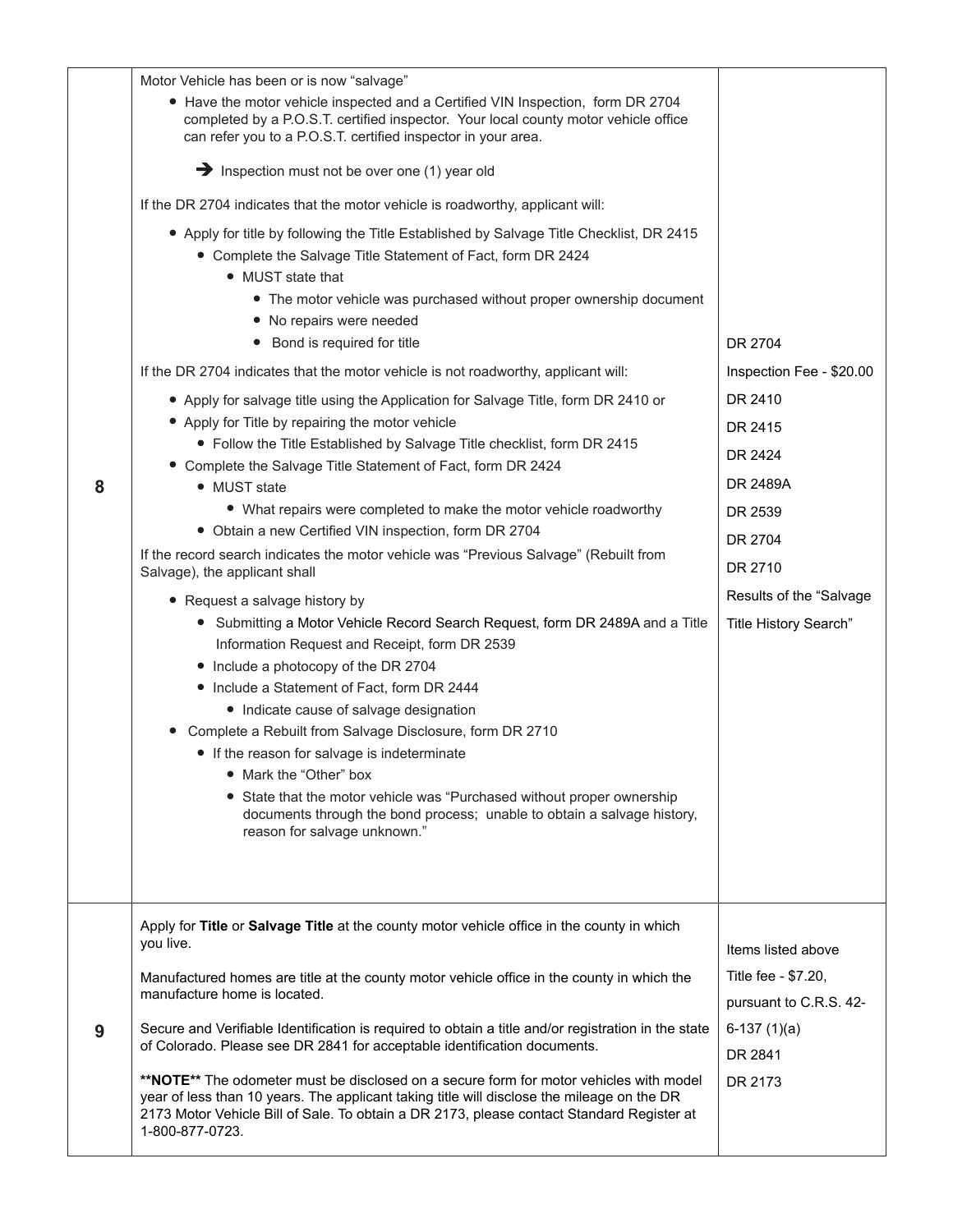| | | |
|---|---|---|
| 8 | Motor Vehicle has been or is now "salvage"<br>• Have the motor vehicle inspected and a Certified VIN Inspection, form DR 2704 completed by a P.O.S.T. certified inspector. Your local county motor vehicle office can refer you to a P.O.S.T. certified inspector in your area.<br>➔ Inspection must not be over one (1) year old<br>If the DR 2704 indicates that the motor vehicle is roadworthy, applicant will:<br>• Apply for title by following the Title Established by Salvage Title Checklist, DR 2415<br>  • Complete the Salvage Title Statement of Fact, form DR 2424<br>    • MUST state that<br>      • The motor vehicle was purchased without proper ownership document<br>      • No repairs were needed<br>      • Bond is required for title<br>If the DR 2704 indicates that the motor vehicle is not roadworthy, applicant will:<br>• Apply for salvage title using the Application for Salvage Title, form DR 2410 or<br>• Apply for Title by repairing the motor vehicle<br>  • Follow the Title Established by Salvage Title checklist, form DR 2415<br>• Complete the Salvage Title Statement of Fact, form DR 2424<br>  • MUST state<br>    • What repairs were completed to make the motor vehicle roadworthy<br>  • Obtain a new Certified VIN inspection, form DR 2704<br>If the record search indicates the motor vehicle was "Previous Salvage" (Rebuilt from Salvage), the applicant shall<br>• Request a salvage history by<br>  • Submitting a Motor Vehicle Record Search Request, form DR 2489A and a Title Information Request and Receipt, form DR 2539<br>  • Include a photocopy of the DR 2704<br>  • Include a Statement of Fact, form DR 2444<br>    • Indicate cause of salvage designation<br>• Complete a Rebuilt from Salvage Disclosure, form DR 2710<br>  • If the reason for salvage is indeterminate<br>    • Mark the "Other" box<br>    • State that the motor vehicle was "Purchased without proper ownership documents through the bond process; unable to obtain a salvage history, reason for salvage unknown." | DR 2704<br>Inspection Fee - $20.00<br>DR 2410<br>DR 2415<br>DR 2424<br>DR 2489A<br>DR 2539<br>DR 2704<br>DR 2710<br>Results of the "Salvage Title History Search" |
| 9 | Apply for **Title** or **Salvage Title** at the county motor vehicle office in the county in which you live.<br>Manufactured homes are title at the county motor vehicle office in the county in which the manufacture home is located.<br>Secure and Verifiable Identification is required to obtain a title and/or registration in the state of Colorado. Please see DR 2841 for acceptable identification documents.<br>**\*\*NOTE\*\*** The odometer must be disclosed on a secure form for motor vehicles with model year of less than 10 years. The applicant taking title will disclose the mileage on the DR 2173 Motor Vehicle Bill of Sale. To obtain a DR 2173, please contact Standard Register at 1-800-877-0723. | Items listed above<br>Title fee - $7.20, pursuant to C.R.S. 42-6-137 (1)(a)<br>DR 2841<br>DR 2173 |